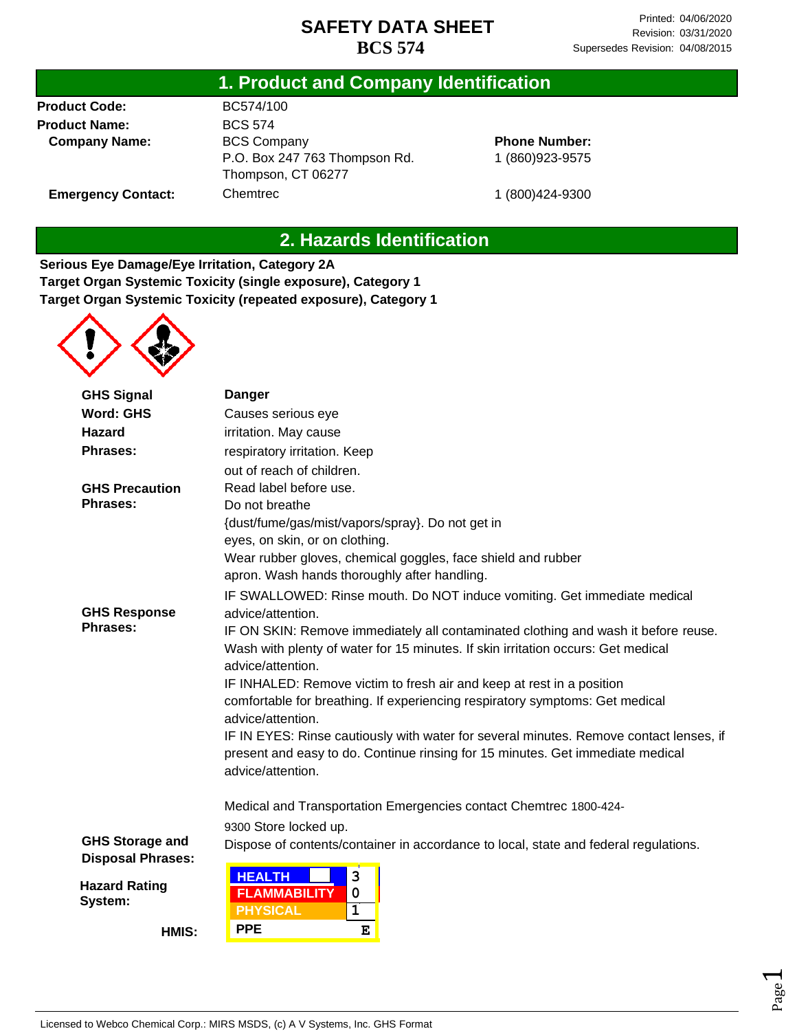# SAFETY DATA SHEET
**BCS 574**

Printed: 04/06/2020
Revision: 03/31/2020
Supersedes Revision: 04/08/2015

## 1. Product and Company Identification

| | | |
|---|---|---|
| **Product Code:** | BC574/100 | |
| **Product Name:** | BCS 574 | |
| **Company Name:** | BCS Company<br>P.O. Box 247 763 Thompson Rd.<br>Thompson, CT 06277 | **Phone Number:**<br>1 (860)923-9575 |
| **Emergency Contact:** | Chemtrec | 1 (800)424-9300 |

## 2. Hazards Identification

**Serious Eye Damage/Eye Irritation, Category 2A**
**Target Organ Systemic Toxicity (single exposure), Category 1**
**Target Organ Systemic Toxicity (repeated exposure), Category 1**

**GHS Signal Word:** **Danger**

**GHS Hazard Phrases:** Causes serious eye irritation. May cause respiratory irritation. Keep out of reach of children.

**GHS Precaution Phrases:** Read label before use.
Do not breathe {dust/fume/gas/mist/vapors/spray}. Do not get in eyes, on skin, or on clothing.
Wear rubber gloves, chemical goggles, face shield and rubber apron. Wash hands thoroughly after handling.

**GHS Response Phrases:**
IF SWALLOWED: Rinse mouth. Do NOT induce vomiting. Get immediate medical advice/attention.
IF ON SKIN: Remove immediately all contaminated clothing and wash it before reuse. Wash with plenty of water for 15 minutes. If skin irritation occurs: Get medical advice/attention.
IF INHALED: Remove victim to fresh air and keep at rest in a position comfortable for breathing. If experiencing respiratory symptoms: Get medical advice/attention.
IF IN EYES: Rinse cautiously with water for several minutes. Remove contact lenses, if present and easy to do. Continue rinsing for 15 minutes. Get immediate medical advice/attention.

Medical and Transportation Emergencies contact Chemtrec 1800-424-9300

**GHS Storage and Disposal Phrases:** Store locked up.
Dispose of contents/container in accordance to local, state and federal regulations.

**Hazard Rating System:**

**HMIS:**

| | |
|---|---|
| HEALTH | 3 |
| FLAMMABILITY | 0 |
| PHYSICAL | 1 |
| PPE | E |

Licensed to Webco Chemical Corp.: MIRS MSDS, (c) A V Systems, Inc. GHS Format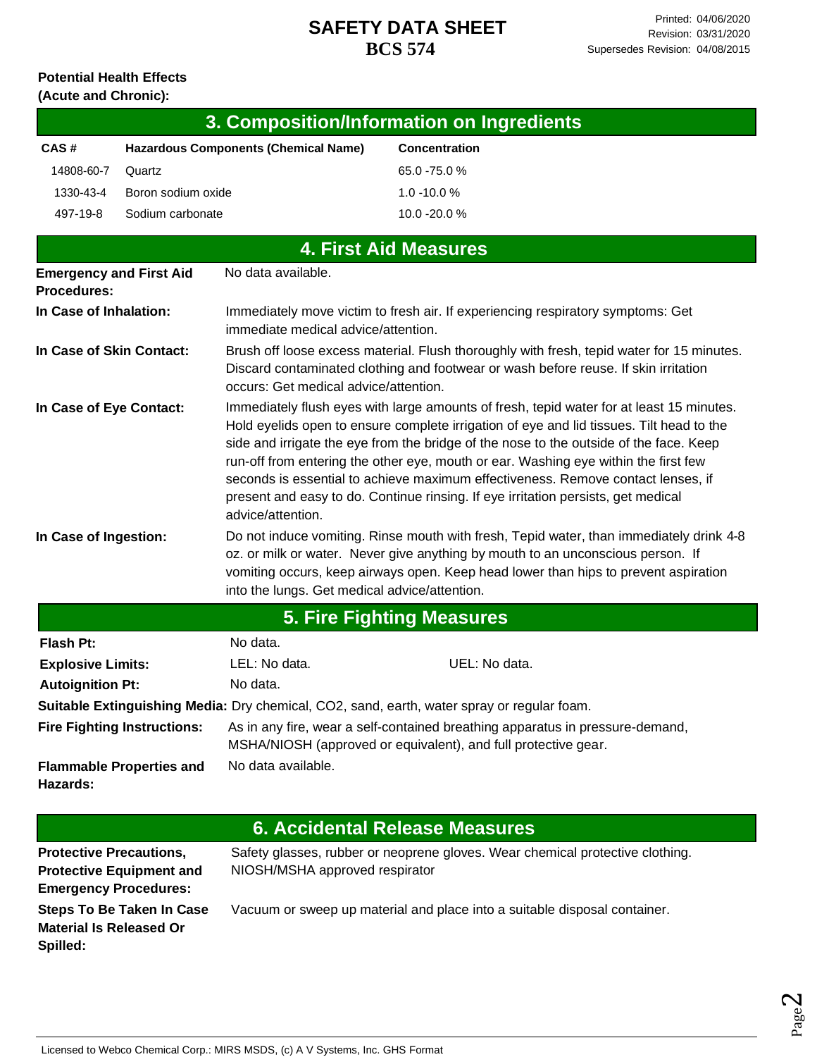**Potential Health Effects (Acute and Chronic):**

## 3. Composition/Information on Ingredients

| CAS # | Hazardous Components (Chemical Name) | Concentration |
|---|---|---|
| 14808-60-7 | Quartz | 65.0 -75.0 % |
| 1330-43-4 | Boron sodium oxide | 1.0 -10.0 % |
| 497-19-8 | Sodium carbonate | 10.0 -20.0 % |

## 4. First Aid Measures

**Emergency and First Aid Procedures:** No data available.

**In Case of Inhalation:** Immediately move victim to fresh air. If experiencing respiratory symptoms: Get immediate medical advice/attention.

**In Case of Skin Contact:** Brush off loose excess material. Flush thoroughly with fresh, tepid water for 15 minutes. Discard contaminated clothing and footwear or wash before reuse. If skin irritation occurs: Get medical advice/attention.

**In Case of Eye Contact:** Immediately flush eyes with large amounts of fresh, tepid water for at least 15 minutes. Hold eyelids open to ensure complete irrigation of eye and lid tissues. Tilt head to the side and irrigate the eye from the bridge of the nose to the outside of the face. Keep run-off from entering the other eye, mouth or ear. Washing eye within the first few seconds is essential to achieve maximum effectiveness. Remove contact lenses, if present and easy to do. Continue rinsing. If eye irritation persists, get medical advice/attention.

**In Case of Ingestion:** Do not induce vomiting. Rinse mouth with fresh, Tepid water, than immediately drink 4-8 oz. or milk or water. Never give anything by mouth to an unconscious person. If vomiting occurs, keep airways open. Keep head lower than hips to prevent aspiration into the lungs. Get medical advice/attention.

## 5. Fire Fighting Measures

**Flash Pt:** No data.

**Explosive Limits:** LEL: No data. UEL: No data.

**Autoignition Pt:** No data.

**Suitable Extinguishing Media:** Dry chemical, $CO_2$, sand, earth, water spray or regular foam.

**Fire Fighting Instructions:** As in any fire, wear a self-contained breathing apparatus in pressure-demand, MSHA/NIOSH (approved or equivalent), and full protective gear.

**Flammable Properties and Hazards:** No data available.

## 6. Accidental Release Measures

**Protective Precautions, Protective Equipment and Emergency Procedures:** Safety glasses, rubber or neoprene gloves. Wear chemical protective clothing. NIOSH/MSHA approved respirator

**Steps To Be Taken In Case Material Is Released Or Spilled:** Vacuum or sweep up material and place into a suitable disposal container.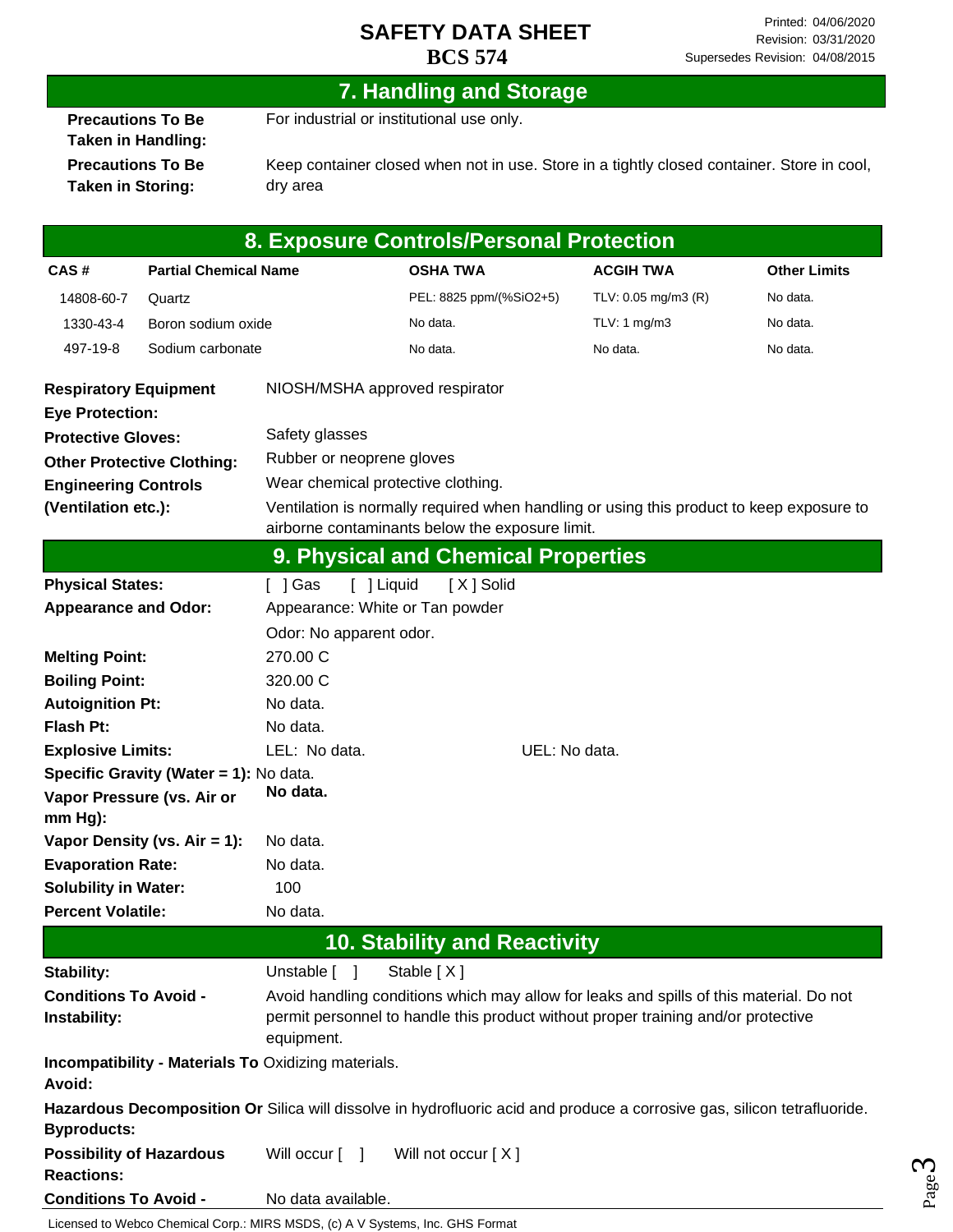## 7. Handling and Storage

**Precautions To Be Taken in Handling:** For industrial or institutional use only.

**Precautions To Be Taken in Storing:** Keep container closed when not in use. Store in a tightly closed container. Store in cool, dry area

## 8. Exposure Controls/Personal Protection

| CAS # | Partial Chemical Name | OSHA TWA | ACGIH TWA | Other Limits |
|---|---|---|---|---|
| 14808-60-7 | Quartz | PEL: 8825 ppm/(%SiO2+5) | TLV: 0.05 mg/m3 (R) | No data. |
| 1330-43-4 | Boron sodium oxide | No data. | TLV: 1 mg/m3 | No data. |
| 497-19-8 | Sodium carbonate | No data. | No data. | No data. |

**Respiratory Equipment** NIOSH/MSHA approved respirator

**Eye Protection:**

**Protective Gloves:** Safety glasses

**Other Protective Clothing:** Rubber or neoprene gloves

**Engineering Controls** Wear chemical protective clothing.

**(Ventilation etc.):** Ventilation is normally required when handling or using this product to keep exposure to airborne contaminants below the exposure limit.

## 9. Physical and Chemical Properties

**Physical States:** [ ] Gas [ ] Liquid [ X ] Solid

**Appearance and Odor:** Appearance: White or Tan powder

Odor: No apparent odor.

**Melting Point:** 270.00 C

**Boiling Point:** 320.00 C

**Autoignition Pt:** No data.

**Flash Pt:** No data.

**Explosive Limits:** LEL: No data. UEL: No data.

**Specific Gravity (Water = 1):** No data.

**Vapor Pressure (vs. Air or mm Hg):** **No data.**

**Vapor Density (vs. Air = 1):** No data.

**Evaporation Rate:** No data.

**Solubility in Water:** 100

**Percent Volatile:** No data.

## 10. Stability and Reactivity

**Stability:** Unstable [ ] Stable [ X ]

**Conditions To Avoid - Instability:** Avoid handling conditions which may allow for leaks and spills of this material. Do not permit personnel to handle this product without proper training and/or protective equipment.

**Incompatibility - Materials To Avoid:** Oxidizing materials.

**Hazardous Decomposition Or Byproducts:** Silica will dissolve in hydrofluoric acid and produce a corrosive gas, silicon tetrafluoride.

**Possibility of Hazardous Reactions:** Will occur [ ] Will not occur [ X ]

**Conditions To Avoid -** No data available.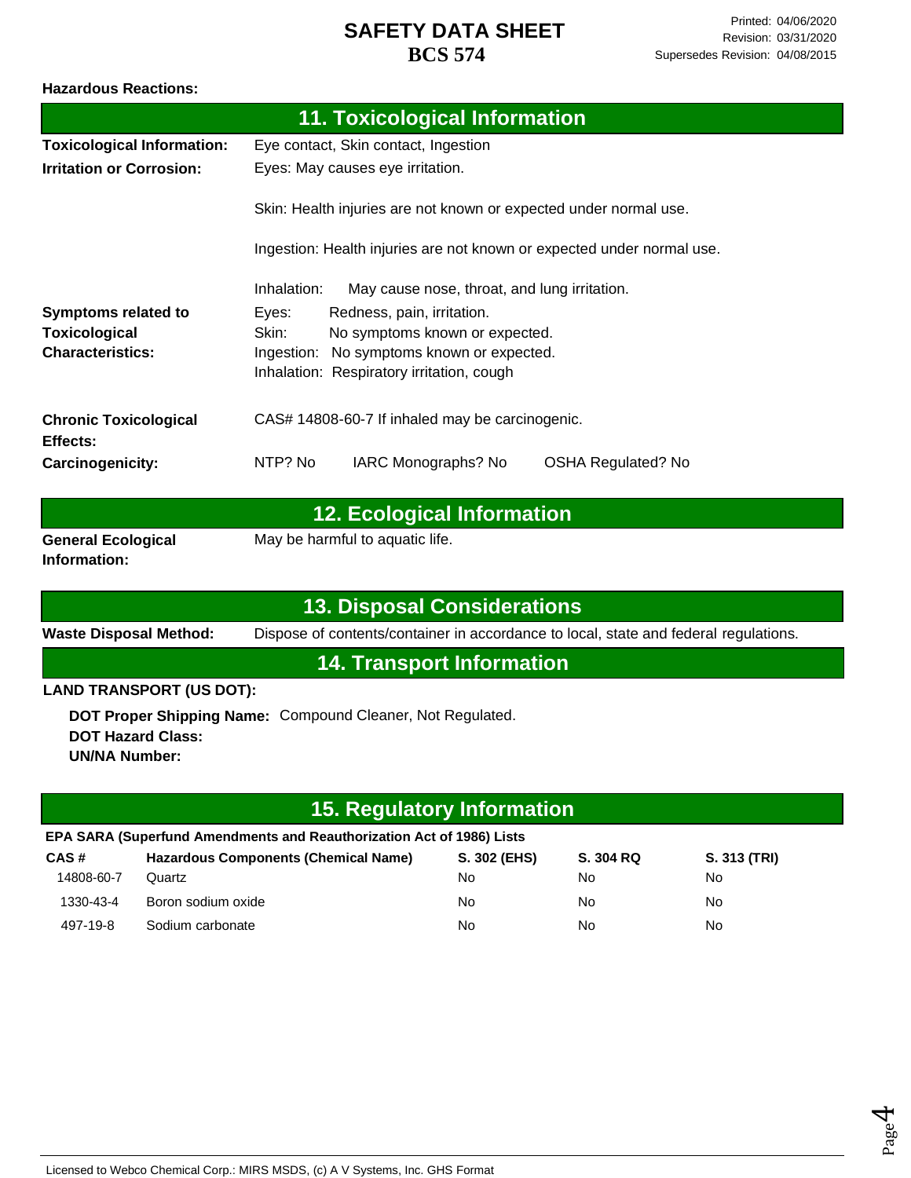**Hazardous Reactions:**

## 11. Toxicological Information

**Toxicological Information:** Eye contact, Skin contact, Ingestion

**Irritation or Corrosion:** Eyes: May causes eye irritation.

Skin: Health injuries are not known or expected under normal use.

Ingestion: Health injuries are not known or expected under normal use.

Inhalation: May cause nose, throat, and lung irritation.

**Symptoms related to Toxicological Characteristics:**
Eyes: Redness, pain, irritation.
Skin: No symptoms known or expected.
Ingestion: No symptoms known or expected.
Inhalation: Respiratory irritation, cough

**Chronic Toxicological Effects:** CAS# 14808-60-7 If inhaled may be carcinogenic.

**Carcinogenicity:** NTP? No IARC Monographs? No OSHA Regulated? No

## 12. Ecological Information

**General Ecological Information:** May be harmful to aquatic life.

## 13. Disposal Considerations

**Waste Disposal Method:** Dispose of contents/container in accordance to local, state and federal regulations.

## 14. Transport Information

**LAND TRANSPORT (US DOT):**

**DOT Proper Shipping Name:** Compound Cleaner, Not Regulated.
**DOT Hazard Class:**
**UN/NA Number:**

## 15. Regulatory Information

**EPA SARA (Superfund Amendments and Reauthorization Act of 1986) Lists**

| CAS # | Hazardous Components (Chemical Name) | S. 302 (EHS) | S. 304 RQ | S. 313 (TRI) |
|---|---|---|---|---|
| 14808-60-7 | Quartz | No | No | No |
| 1330-43-4 | Boron sodium oxide | No | No | No |
| 497-19-8 | Sodium carbonate | No | No | No |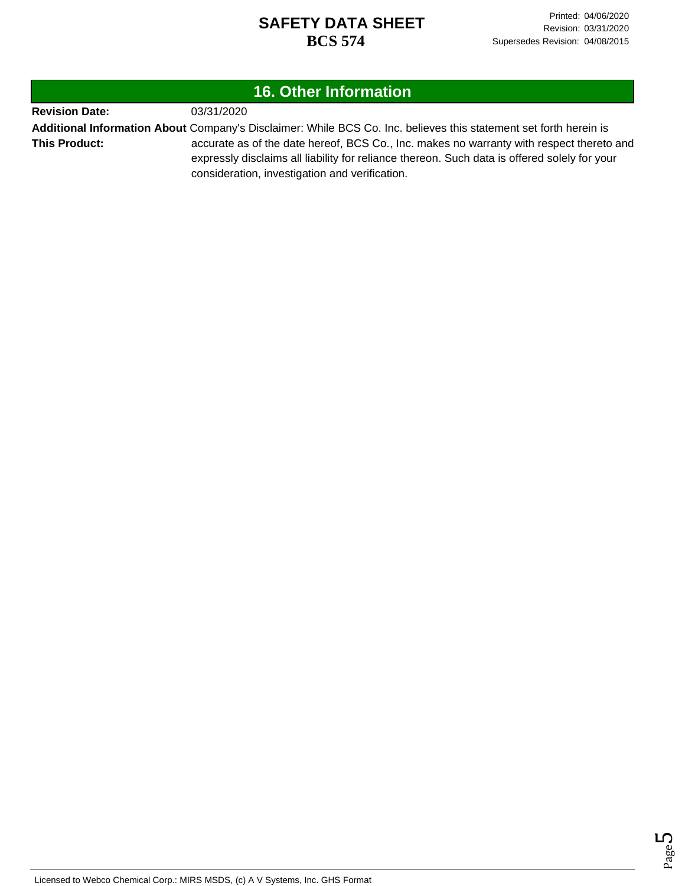## 16. Other Information

**Revision Date:** 03/31/2020

**Additional Information About This Product:** Company's Disclaimer: While BCS Co. Inc. believes this statement set forth herein is accurate as of the date hereof, BCS Co., Inc. makes no warranty with respect thereto and expressly disclaims all liability for reliance thereon. Such data is offered solely for your consideration, investigation and verification.